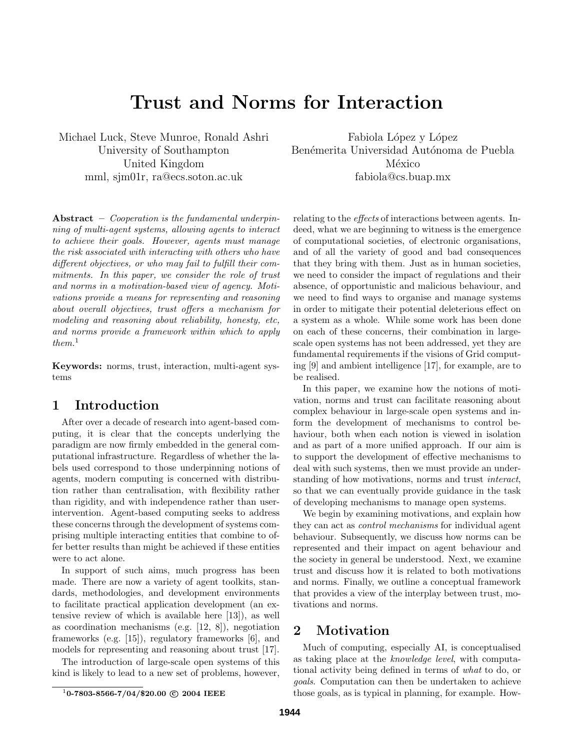# Trust and Norms for Interaction

Michael Luck, Steve Munroe, Ronald Ashri
University of Southampton
United Kingdom
mml, sjm01r, ra@ecs.soton.ac.uk

Fabiola López y López
Benémerita Universidad Autónoma de Puebla
México
fabiola@cs.buap.mx

**Abstract** – *Cooperation is the fundamental underpinning of multi-agent systems, allowing agents to interact to achieve their goals. However, agents must manage the risk associated with interacting with others who have different objectives, or who may fail to fulfill their commitments. In this paper, we consider the role of trust and norms in a motivation-based view of agency. Motivations provide a means for representing and reasoning about overall objectives, trust offers a mechanism for modeling and reasoning about reliability, honesty, etc, and norms provide a framework within which to apply them.*[1]

**Keywords:** norms, trust, interaction, multi-agent systems

## 1 Introduction

After over a decade of research into agent-based computing, it is clear that the concepts underlying the paradigm are now firmly embedded in the general computational infrastructure. Regardless of whether the labels used correspond to those underpinning notions of agents, modern computing is concerned with distribution rather than centralisation, with flexibility rather than rigidity, and with independence rather than user-intervention. Agent-based computing seeks to address these concerns through the development of systems comprising multiple interacting entities that combine to offer better results than might be achieved if these entities were to act alone.

In support of such aims, much progress has been made. There are now a variety of agent toolkits, standards, methodologies, and development environments to facilitate practical application development (an extensive review of which is available here [13]), as well as coordination mechanisms (e.g. [12, 8]), negotiation frameworks (e.g. [15]), regulatory frameworks [6], and models for representing and reasoning about trust [17].

The introduction of large-scale open systems of this kind is likely to lead to a new set of problems, however, relating to the *effects* of interactions between agents. Indeed, what we are beginning to witness is the emergence of computational societies, of electronic organisations, and of all the variety of good and bad consequences that they bring with them. Just as in human societies, we need to consider the impact of regulations and their absence, of opportunistic and malicious behaviour, and we need to find ways to organise and manage systems in order to mitigate their potential deleterious effect on a system as a whole. While some work has been done on each of these concerns, their combination in large-scale open systems has not been addressed, yet they are fundamental requirements if the visions of Grid computing [9] and ambient intelligence [17], for example, are to be realised.

In this paper, we examine how the notions of motivation, norms and trust can facilitate reasoning about complex behaviour in large-scale open systems and inform the development of mechanisms to control behaviour, both when each notion is viewed in isolation and as part of a more unified approach. If our aim is to support the development of effective mechanisms to deal with such systems, then we must provide an understanding of how motivations, norms and trust *interact*, so that we can eventually provide guidance in the task of developing mechanisms to manage open systems.

We begin by examining motivations, and explain how they can act as *control mechanisms* for individual agent behaviour. Subsequently, we discuss how norms can be represented and their impact on agent behaviour and the society in general be understood. Next, we examine trust and discuss how it is related to both motivations and norms. Finally, we outline a conceptual framework that provides a view of the interplay between trust, motivations and norms.

## 2 Motivation

Much of computing, especially AI, is conceptualised as taking place at the *knowledge level*, with computational activity being defined in terms of *what* to do, or *goals*. Computation can then be undertaken to achieve those goals, as is typical in planning, for example. How-

[1] **0-7803-8566-7/04/$20.00 © 2004 IEEE**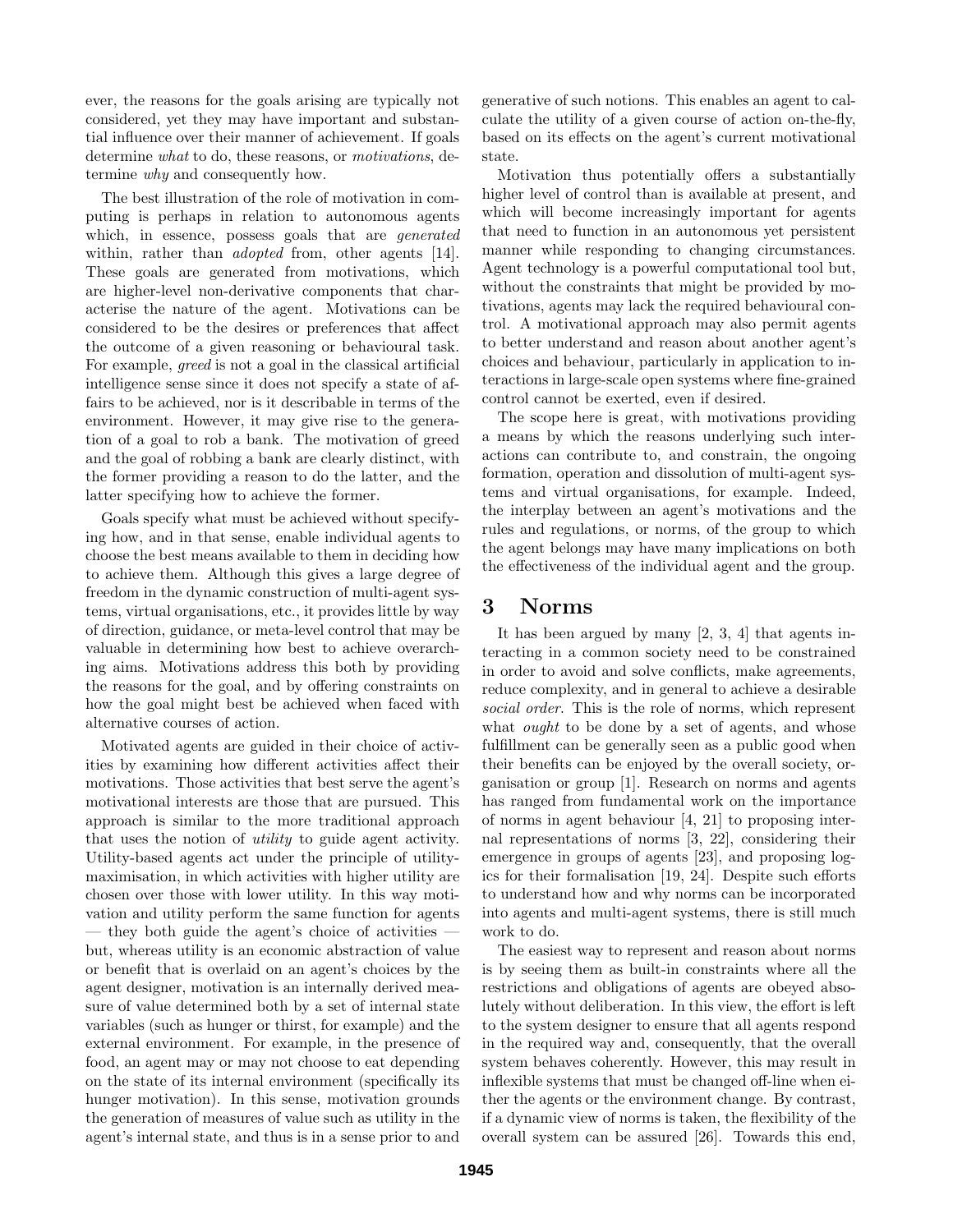ever, the reasons for the goals arising are typically not considered, yet they may have important and substantial influence over their manner of achievement. If goals determine *what* to do, these reasons, or *motivations*, determine *why* and consequently how.

The best illustration of the role of motivation in computing is perhaps in relation to autonomous agents which, in essence, possess goals that are *generated* within, rather than *adopted* from, other agents [14]. These goals are generated from motivations, which are higher-level non-derivative components that characterise the nature of the agent. Motivations can be considered to be the desires or preferences that affect the outcome of a given reasoning or behavioural task. For example, *greed* is not a goal in the classical artificial intelligence sense since it does not specify a state of affairs to be achieved, nor is it describable in terms of the environment. However, it may give rise to the generation of a goal to rob a bank. The motivation of greed and the goal of robbing a bank are clearly distinct, with the former providing a reason to do the latter, and the latter specifying how to achieve the former.

Goals specify what must be achieved without specifying how, and in that sense, enable individual agents to choose the best means available to them in deciding how to achieve them. Although this gives a large degree of freedom in the dynamic construction of multi-agent systems, virtual organisations, etc., it provides little by way of direction, guidance, or meta-level control that may be valuable in determining how best to achieve overarching aims. Motivations address this both by providing the reasons for the goal, and by offering constraints on how the goal might best be achieved when faced with alternative courses of action.

Motivated agents are guided in their choice of activities by examining how different activities affect their motivations. Those activities that best serve the agent's motivational interests are those that are pursued. This approach is similar to the more traditional approach that uses the notion of *utility* to guide agent activity. Utility-based agents act under the principle of utility-maximisation, in which activities with higher utility are chosen over those with lower utility. In this way motivation and utility perform the same function for agents — they both guide the agent's choice of activities — but, whereas utility is an economic abstraction of value or benefit that is overlaid on an agent's choices by the agent designer, motivation is an internally derived measure of value determined both by a set of internal state variables (such as hunger or thirst, for example) and the external environment. For example, in the presence of food, an agent may or may not choose to eat depending on the state of its internal environment (specifically its hunger motivation). In this sense, motivation grounds the generation of measures of value such as utility in the agent's internal state, and thus is in a sense prior to and generative of such notions. This enables an agent to calculate the utility of a given course of action on-the-fly, based on its effects on the agent's current motivational state.

Motivation thus potentially offers a substantially higher level of control than is available at present, and which will become increasingly important for agents that need to function in an autonomous yet persistent manner while responding to changing circumstances. Agent technology is a powerful computational tool but, without the constraints that might be provided by motivations, agents may lack the required behavioural control. A motivational approach may also permit agents to better understand and reason about another agent's choices and behaviour, particularly in application to interactions in large-scale open systems where fine-grained control cannot be exerted, even if desired.

The scope here is great, with motivations providing a means by which the reasons underlying such interactions can contribute to, and constrain, the ongoing formation, operation and dissolution of multi-agent systems and virtual organisations, for example. Indeed, the interplay between an agent's motivations and the rules and regulations, or norms, of the group to which the agent belongs may have many implications on both the effectiveness of the individual agent and the group.

# 3 Norms

It has been argued by many [2, 3, 4] that agents interacting in a common society need to be constrained in order to avoid and solve conflicts, make agreements, reduce complexity, and in general to achieve a desirable *social order*. This is the role of norms, which represent what *ought* to be done by a set of agents, and whose fulfillment can be generally seen as a public good when their benefits can be enjoyed by the overall society, organisation or group [1]. Research on norms and agents has ranged from fundamental work on the importance of norms in agent behaviour [4, 21] to proposing internal representations of norms [3, 22], considering their emergence in groups of agents [23], and proposing logics for their formalisation [19, 24]. Despite such efforts to understand how and why norms can be incorporated into agents and multi-agent systems, there is still much work to do.

The easiest way to represent and reason about norms is by seeing them as built-in constraints where all the restrictions and obligations of agents are obeyed absolutely without deliberation. In this view, the effort is left to the system designer to ensure that all agents respond in the required way and, consequently, that the overall system behaves coherently. However, this may result in inflexible systems that must be changed off-line when either the agents or the environment change. By contrast, if a dynamic view of norms is taken, the flexibility of the overall system can be assured [26]. Towards this end,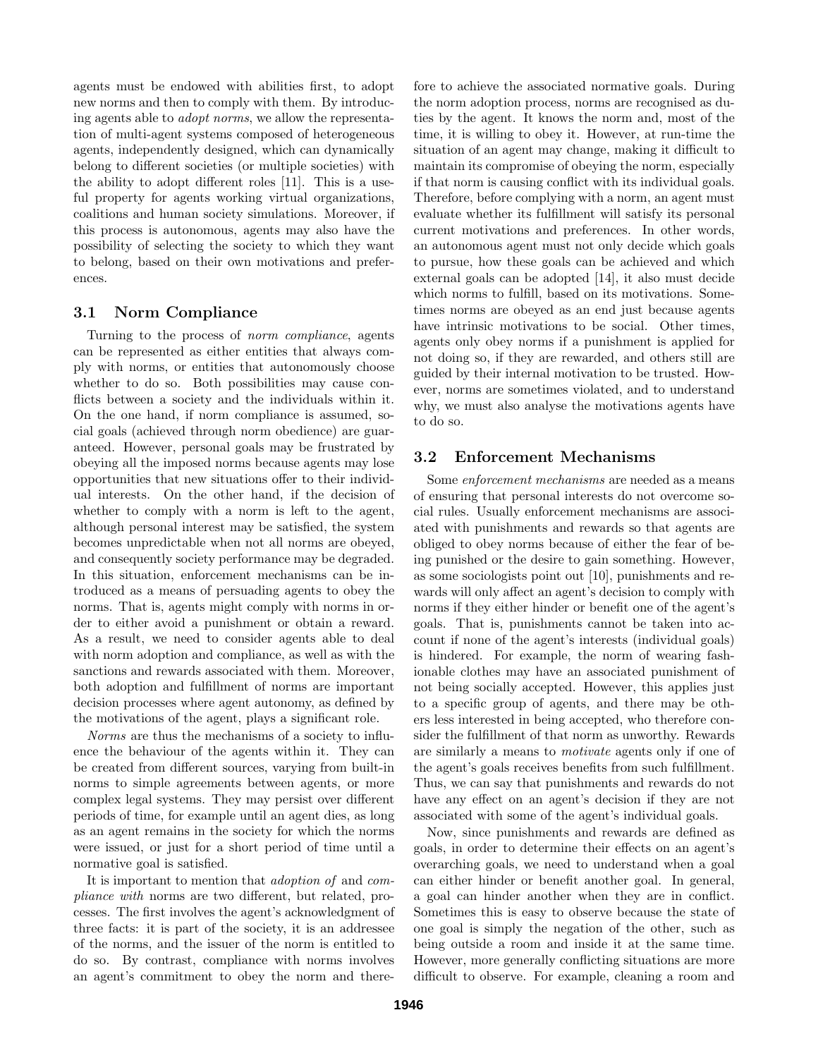agents must be endowed with abilities first, to adopt new norms and then to comply with them. By introducing agents able to *adopt norms*, we allow the representation of multi-agent systems composed of heterogeneous agents, independently designed, which can dynamically belong to different societies (or multiple societies) with the ability to adopt different roles [11]. This is a useful property for agents working virtual organizations, coalitions and human society simulations. Moreover, if this process is autonomous, agents may also have the possibility of selecting the society to which they want to belong, based on their own motivations and preferences.

### 3.1 Norm Compliance

Turning to the process of *norm compliance*, agents can be represented as either entities that always comply with norms, or entities that autonomously choose whether to do so. Both possibilities may cause conflicts between a society and the individuals within it. On the one hand, if norm compliance is assumed, social goals (achieved through norm obedience) are guaranteed. However, personal goals may be frustrated by obeying all the imposed norms because agents may lose opportunities that new situations offer to their individual interests. On the other hand, if the decision of whether to comply with a norm is left to the agent, although personal interest may be satisfied, the system becomes unpredictable when not all norms are obeyed, and consequently society performance may be degraded. In this situation, enforcement mechanisms can be introduced as a means of persuading agents to obey the norms. That is, agents might comply with norms in order to either avoid a punishment or obtain a reward. As a result, we need to consider agents able to deal with norm adoption and compliance, as well as with the sanctions and rewards associated with them. Moreover, both adoption and fulfillment of norms are important decision processes where agent autonomy, as defined by the motivations of the agent, plays a significant role.

*Norms* are thus the mechanisms of a society to influence the behaviour of the agents within it. They can be created from different sources, varying from built-in norms to simple agreements between agents, or more complex legal systems. They may persist over different periods of time, for example until an agent dies, as long as an agent remains in the society for which the norms were issued, or just for a short period of time until a normative goal is satisfied.

It is important to mention that *adoption of* and *compliance with* norms are two different, but related, processes. The first involves the agent's acknowledgment of three facts: it is part of the society, it is an addressee of the norms, and the issuer of the norm is entitled to do so. By contrast, compliance with norms involves an agent's commitment to obey the norm and therefore to achieve the associated normative goals. During the norm adoption process, norms are recognised as duties by the agent. It knows the norm and, most of the time, it is willing to obey it. However, at run-time the situation of an agent may change, making it difficult to maintain its compromise of obeying the norm, especially if that norm is causing conflict with its individual goals. Therefore, before complying with a norm, an agent must evaluate whether its fulfillment will satisfy its personal current motivations and preferences. In other words, an autonomous agent must not only decide which goals to pursue, how these goals can be achieved and which external goals can be adopted [14], it also must decide which norms to fulfill, based on its motivations. Sometimes norms are obeyed as an end just because agents have intrinsic motivations to be social. Other times, agents only obey norms if a punishment is applied for not doing so, if they are rewarded, and others still are guided by their internal motivation to be trusted. However, norms are sometimes violated, and to understand why, we must also analyse the motivations agents have to do so.

### 3.2 Enforcement Mechanisms

Some *enforcement mechanisms* are needed as a means of ensuring that personal interests do not overcome social rules. Usually enforcement mechanisms are associated with punishments and rewards so that agents are obliged to obey norms because of either the fear of being punished or the desire to gain something. However, as some sociologists point out [10], punishments and rewards will only affect an agent's decision to comply with norms if they either hinder or benefit one of the agent's goals. That is, punishments cannot be taken into account if none of the agent's interests (individual goals) is hindered. For example, the norm of wearing fashionable clothes may have an associated punishment of not being socially accepted. However, this applies just to a specific group of agents, and there may be others less interested in being accepted, who therefore consider the fulfillment of that norm as unworthy. Rewards are similarly a means to *motivate* agents only if one of the agent's goals receives benefits from such fulfillment. Thus, we can say that punishments and rewards do not have any effect on an agent's decision if they are not associated with some of the agent's individual goals.

Now, since punishments and rewards are defined as goals, in order to determine their effects on an agent's overarching goals, we need to understand when a goal can either hinder or benefit another goal. In general, a goal can hinder another when they are in conflict. Sometimes this is easy to observe because the state of one goal is simply the negation of the other, such as being outside a room and inside it at the same time. However, more generally conflicting situations are more difficult to observe. For example, cleaning a room and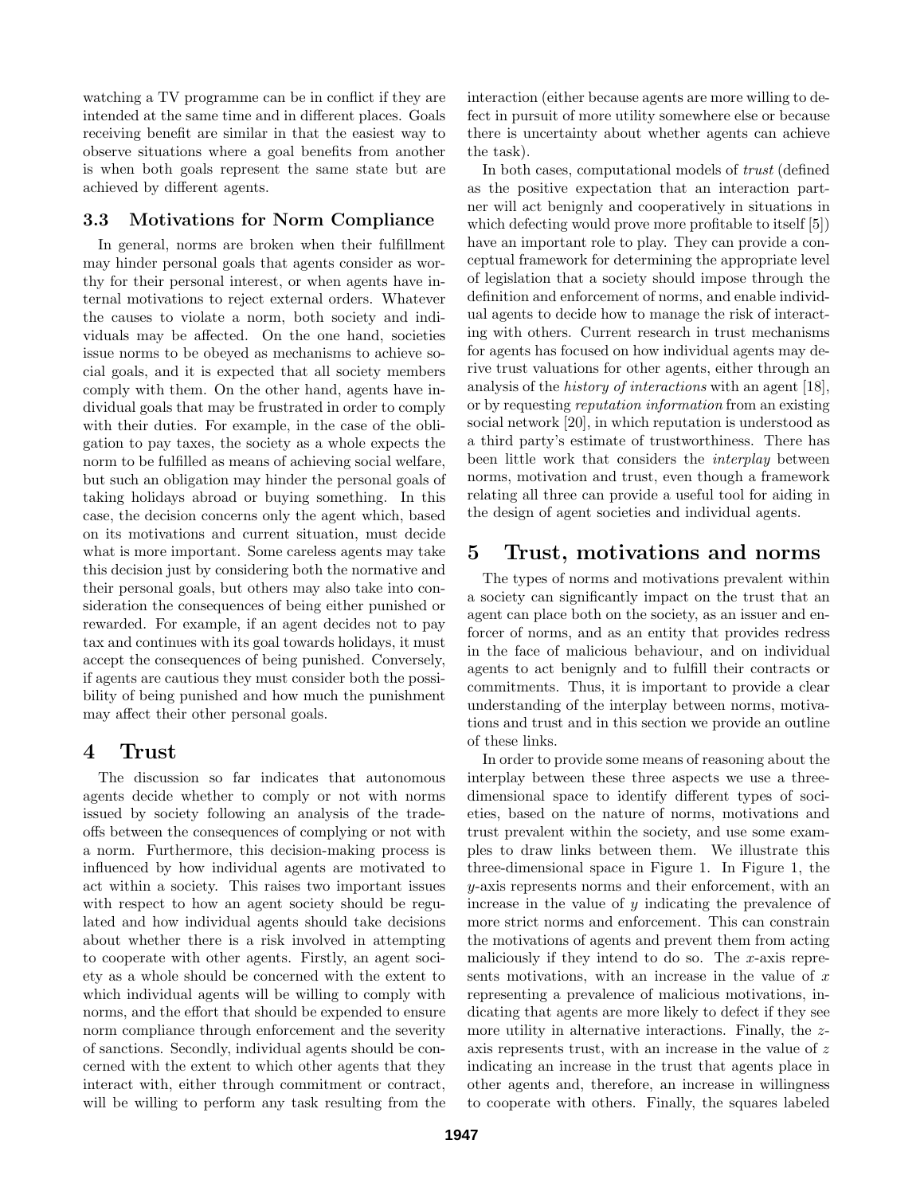watching a TV programme can be in conflict if they are intended at the same time and in different places. Goals receiving benefit are similar in that the easiest way to observe situations where a goal benefits from another is when both goals represent the same state but are achieved by different agents.

### 3.3 Motivations for Norm Compliance

In general, norms are broken when their fulfillment may hinder personal goals that agents consider as worthy for their personal interest, or when agents have internal motivations to reject external orders. Whatever the causes to violate a norm, both society and individuals may be affected. On the one hand, societies issue norms to be obeyed as mechanisms to achieve social goals, and it is expected that all society members comply with them. On the other hand, agents have individual goals that may be frustrated in order to comply with their duties. For example, in the case of the obligation to pay taxes, the society as a whole expects the norm to be fulfilled as means of achieving social welfare, but such an obligation may hinder the personal goals of taking holidays abroad or buying something. In this case, the decision concerns only the agent which, based on its motivations and current situation, must decide what is more important. Some careless agents may take this decision just by considering both the normative and their personal goals, but others may also take into consideration the consequences of being either punished or rewarded. For example, if an agent decides not to pay tax and continues with its goal towards holidays, it must accept the consequences of being punished. Conversely, if agents are cautious they must consider both the possibility of being punished and how much the punishment may affect their other personal goals.

## 4 Trust

The discussion so far indicates that autonomous agents decide whether to comply or not with norms issued by society following an analysis of the tradeoffs between the consequences of complying or not with a norm. Furthermore, this decision-making process is influenced by how individual agents are motivated to act within a society. This raises two important issues with respect to how an agent society should be regulated and how individual agents should take decisions about whether there is a risk involved in attempting to cooperate with other agents. Firstly, an agent society as a whole should be concerned with the extent to which individual agents will be willing to comply with norms, and the effort that should be expended to ensure norm compliance through enforcement and the severity of sanctions. Secondly, individual agents should be concerned with the extent to which other agents that they interact with, either through commitment or contract, will be willing to perform any task resulting from the interaction (either because agents are more willing to defect in pursuit of more utility somewhere else or because there is uncertainty about whether agents can achieve the task).

In both cases, computational models of *trust* (defined as the positive expectation that an interaction partner will act benignly and cooperatively in situations in which defecting would prove more profitable to itself [5]) have an important role to play. They can provide a conceptual framework for determining the appropriate level of legislation that a society should impose through the definition and enforcement of norms, and enable individual agents to decide how to manage the risk of interacting with others. Current research in trust mechanisms for agents has focused on how individual agents may derive trust valuations for other agents, either through an analysis of the *history of interactions* with an agent [18], or by requesting *reputation information* from an existing social network [20], in which reputation is understood as a third party's estimate of trustworthiness. There has been little work that considers the *interplay* between norms, motivation and trust, even though a framework relating all three can provide a useful tool for aiding in the design of agent societies and individual agents.

## 5 Trust, motivations and norms

The types of norms and motivations prevalent within a society can significantly impact on the trust that an agent can place both on the society, as an issuer and enforcer of norms, and as an entity that provides redress in the face of malicious behaviour, and on individual agents to act benignly and to fulfill their contracts or commitments. Thus, it is important to provide a clear understanding of the interplay between norms, motivations and trust and in this section we provide an outline of these links.

In order to provide some means of reasoning about the interplay between these three aspects we use a three-dimensional space to identify different types of societies, based on the nature of norms, motivations and trust prevalent within the society, and use some examples to draw links between them. We illustrate this three-dimensional space in Figure 1. In Figure 1, the $y$-axis represents norms and their enforcement, with an increase in the value of $y$ indicating the prevalence of more strict norms and enforcement. This can constrain the motivations of agents and prevent them from acting maliciously if they intend to do so. The $x$-axis represents motivations, with an increase in the value of $x$ representing a prevalence of malicious motivations, indicating that agents are more likely to defect if they see more utility in alternative interactions. Finally, the $z$-axis represents trust, with an increase in the value of $z$ indicating an increase in the trust that agents place in other agents and, therefore, an increase in willingness to cooperate with others. Finally, the squares labeled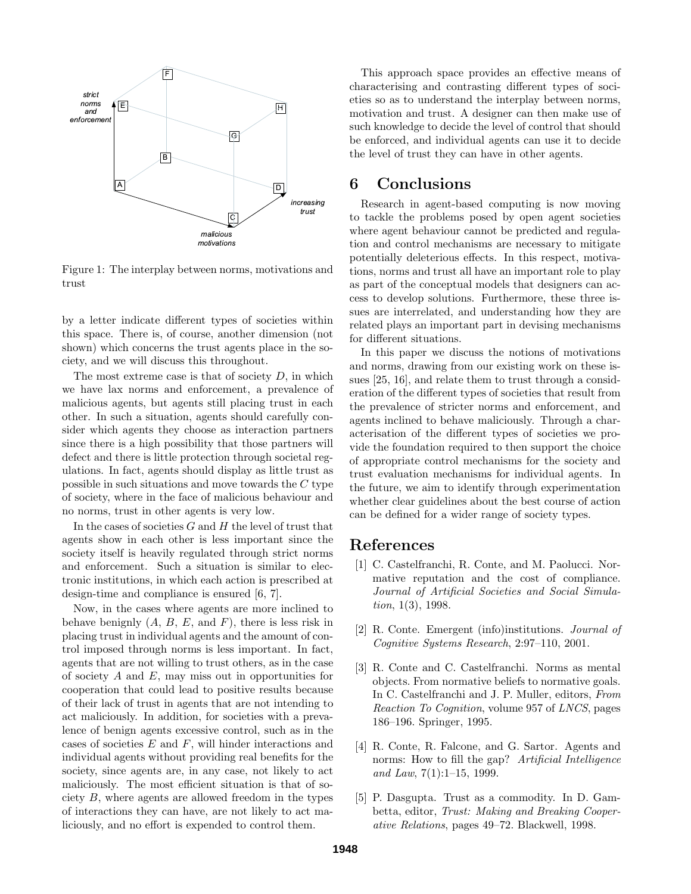Figure 1: The interplay between norms, motivations and trust

by a letter indicate different types of societies within this space. There is, of course, another dimension (not shown) which concerns the trust agents place in the society, and we will discuss this throughout.

The most extreme case is that of society $D$, in which we have lax norms and enforcement, a prevalence of malicious agents, but agents still placing trust in each other. In such a situation, agents should carefully consider which agents they choose as interaction partners since there is a high possibility that those partners will defect and there is little protection through societal regulations. In fact, agents should display as little trust as possible in such situations and move towards the $C$ type of society, where in the face of malicious behaviour and no norms, trust in other agents is very low.

In the cases of societies $G$ and $H$ the level of trust that agents show in each other is less important since the society itself is heavily regulated through strict norms and enforcement. Such a situation is similar to electronic institutions, in which each action is prescribed at design-time and compliance is ensured [6, 7].

Now, in the cases where agents are more inclined to behave benignly ($A$, $B$, $E$, and $F$), there is less risk in placing trust in individual agents and the amount of control imposed through norms is less important. In fact, agents that are not willing to trust others, as in the case of society $A$ and $E$, may miss out in opportunities for cooperation that could lead to positive results because of their lack of trust in agents that are not intending to act maliciously. In addition, for societies with a prevalence of benign agents excessive control, such as in the cases of societies $E$ and $F$, will hinder interactions and individual agents without providing real benefits for the society, since agents are, in any case, not likely to act maliciously. The most efficient situation is that of society $B$, where agents are allowed freedom in the types of interactions they can have, are not likely to act maliciously, and no effort is expended to control them.

This approach space provides an effective means of characterising and contrasting different types of societies so as to understand the interplay between norms, motivation and trust. A designer can then make use of such knowledge to decide the level of control that should be enforced, and individual agents can use it to decide the level of trust they can have in other agents.

# 6 Conclusions

Research in agent-based computing is now moving to tackle the problems posed by open agent societies where agent behaviour cannot be predicted and regulation and control mechanisms are necessary to mitigate potentially deleterious effects. In this respect, motivations, norms and trust all have an important role to play as part of the conceptual models that designers can access to develop solutions. Furthermore, these three issues are interrelated, and understanding how they are related plays an important part in devising mechanisms for different situations.

In this paper we discuss the notions of motivations and norms, drawing from our existing work on these issues [25, 16], and relate them to trust through a consideration of the different types of societies that result from the prevalence of stricter norms and enforcement, and agents inclined to behave maliciously. Through a characterisation of the different types of societies we provide the foundation required to then support the choice of appropriate control mechanisms for the society and trust evaluation mechanisms for individual agents. In the future, we aim to identify through experimentation whether clear guidelines about the best course of action can be defined for a wider range of society types.

# References

[1] C. Castelfranchi, R. Conte, and M. Paolucci. Normative reputation and the cost of compliance. *Journal of Artificial Societies and Social Simulation*, 1(3), 1998.

[2] R. Conte. Emergent (info)institutions. *Journal of Cognitive Systems Research*, 2:97–110, 2001.

[3] R. Conte and C. Castelfranchi. Norms as mental objects. From normative beliefs to normative goals. In C. Castelfranchi and J. P. Muller, editors, *From Reaction To Cognition*, volume 957 of *LNCS*, pages 186–196. Springer, 1995.

[4] R. Conte, R. Falcone, and G. Sartor. Agents and norms: How to fill the gap? *Artificial Intelligence and Law*, 7(1):1–15, 1999.

[5] P. Dasgupta. Trust as a commodity. In D. Gambetta, editor, *Trust: Making and Breaking Cooperative Relations*, pages 49–72. Blackwell, 1998.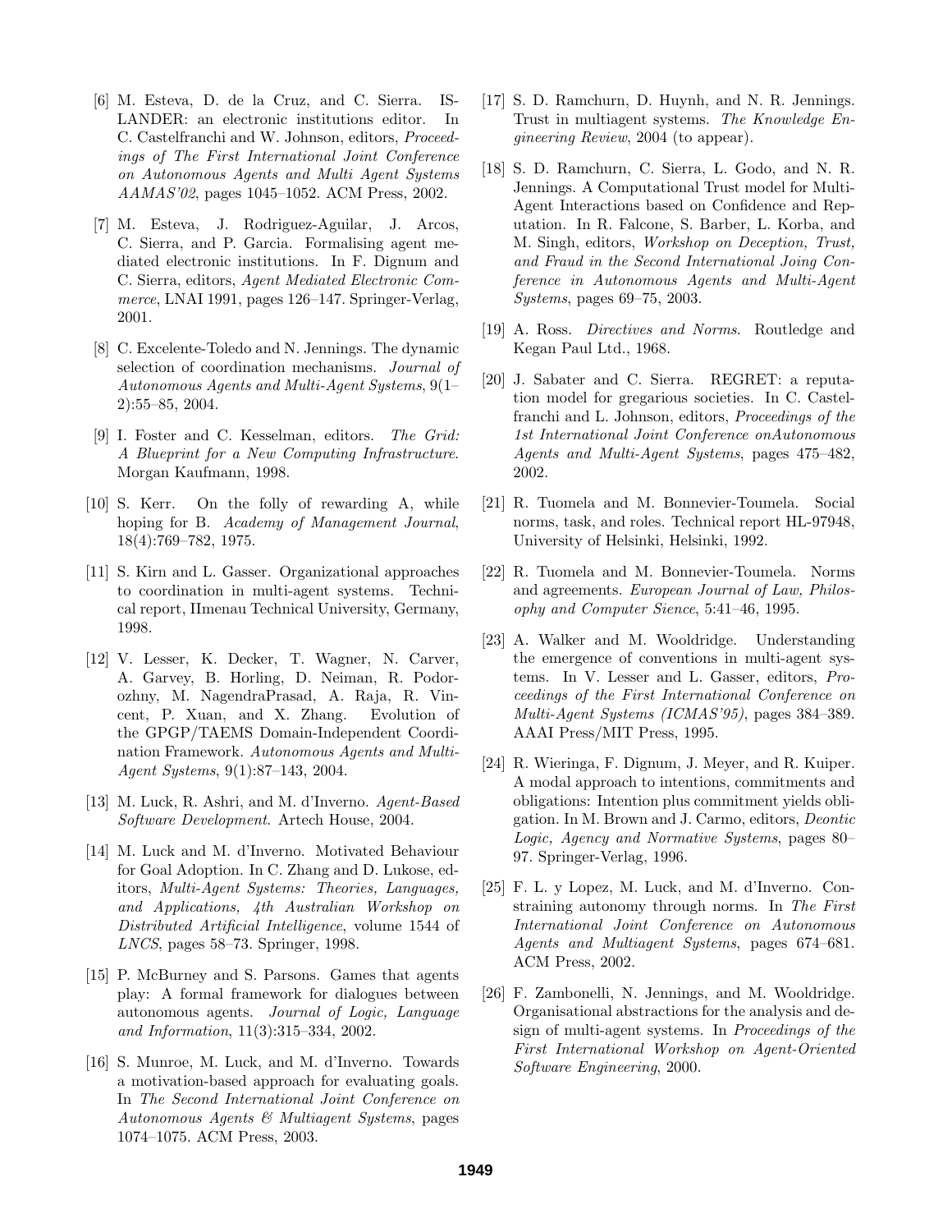[6] M. Esteva, D. de la Cruz, and C. Sierra. ISLANDER: an electronic institutions editor. In C. Castelfranchi and W. Johnson, editors, *Proceedings of The First International Joint Conference on Autonomous Agents and Multi Agent Systems AAMAS'02*, pages 1045–1052. ACM Press, 2002.

[7] M. Esteva, J. Rodriguez-Aguilar, J. Arcos, C. Sierra, and P. Garcia. Formalising agent mediated electronic institutions. In F. Dignum and C. Sierra, editors, *Agent Mediated Electronic Commerce*, LNAI 1991, pages 126–147. Springer-Verlag, 2001.

[8] C. Excelente-Toledo and N. Jennings. The dynamic selection of coordination mechanisms. *Journal of Autonomous Agents and Multi-Agent Systems*, 9(1–2):55–85, 2004.

[9] I. Foster and C. Kesselman, editors. *The Grid: A Blueprint for a New Computing Infrastructure*. Morgan Kaufmann, 1998.

[10] S. Kerr. On the folly of rewarding A, while hoping for B. *Academy of Management Journal*, 18(4):769–782, 1975.

[11] S. Kirn and L. Gasser. Organizational approaches to coordination in multi-agent systems. Technical report, IImenau Technical University, Germany, 1998.

[12] V. Lesser, K. Decker, T. Wagner, N. Carver, A. Garvey, B. Horling, D. Neiman, R. Podorozhny, M. NagendraPrasad, A. Raja, R. Vincent, P. Xuan, and X. Zhang. Evolution of the GPGP/TAEMS Domain-Independent Coordination Framework. *Autonomous Agents and Multi-Agent Systems*, 9(1):87–143, 2004.

[13] M. Luck, R. Ashri, and M. d'Inverno. *Agent-Based Software Development*. Artech House, 2004.

[14] M. Luck and M. d'Inverno. Motivated Behaviour for Goal Adoption. In C. Zhang and D. Lukose, editors, *Multi-Agent Systems: Theories, Languages, and Applications, 4th Australian Workshop on Distributed Artificial Intelligence*, volume 1544 of *LNCS*, pages 58–73. Springer, 1998.

[15] P. McBurney and S. Parsons. Games that agents play: A formal framework for dialogues between autonomous agents. *Journal of Logic, Language and Information*, 11(3):315–334, 2002.

[16] S. Munroe, M. Luck, and M. d'Inverno. Towards a motivation-based approach for evaluating goals. In *The Second International Joint Conference on Autonomous Agents & Multiagent Systems*, pages 1074–1075. ACM Press, 2003.

[17] S. D. Ramchurn, D. Huynh, and N. R. Jennings. Trust in multiagent systems. *The Knowledge Engineering Review*, 2004 (to appear).

[18] S. D. Ramchurn, C. Sierra, L. Godo, and N. R. Jennings. A Computational Trust model for Multi-Agent Interactions based on Confidence and Reputation. In R. Falcone, S. Barber, L. Korba, and M. Singh, editors, *Workshop on Deception, Trust, and Fraud in the Second International Joing Conference in Autonomous Agents and Multi-Agent Systems*, pages 69–75, 2003.

[19] A. Ross. *Directives and Norms*. Routledge and Kegan Paul Ltd., 1968.

[20] J. Sabater and C. Sierra. REGRET: a reputation model for gregarious societies. In C. Castelfranchi and L. Johnson, editors, *Proceedings of the 1st International Joint Conference onAutonomous Agents and Multi-Agent Systems*, pages 475–482, 2002.

[21] R. Tuomela and M. Bonnevier-Toumela. Social norms, task, and roles. Technical report HL-97948, University of Helsinki, Helsinki, 1992.

[22] R. Tuomela and M. Bonnevier-Toumela. Norms and agreements. *European Journal of Law, Philosophy and Computer Sience*, 5:41–46, 1995.

[23] A. Walker and M. Wooldridge. Understanding the emergence of conventions in multi-agent systems. In V. Lesser and L. Gasser, editors, *Proceedings of the First International Conference on Multi-Agent Systems (ICMAS'95)*, pages 384–389. AAAI Press/MIT Press, 1995.

[24] R. Wieringa, F. Dignum, J. Meyer, and R. Kuiper. A modal approach to intentions, commitments and obligations: Intention plus commitment yields obligation. In M. Brown and J. Carmo, editors, *Deontic Logic, Agency and Normative Systems*, pages 80–97. Springer-Verlag, 1996.

[25] F. L. y Lopez, M. Luck, and M. d'Inverno. Constraining autonomy through norms. In *The First International Joint Conference on Autonomous Agents and Multiagent Systems*, pages 674–681. ACM Press, 2002.

[26] F. Zambonelli, N. Jennings, and M. Wooldridge. Organisational abstractions for the analysis and design of multi-agent systems. In *Proceedings of the First International Workshop on Agent-Oriented Software Engineering*, 2000.